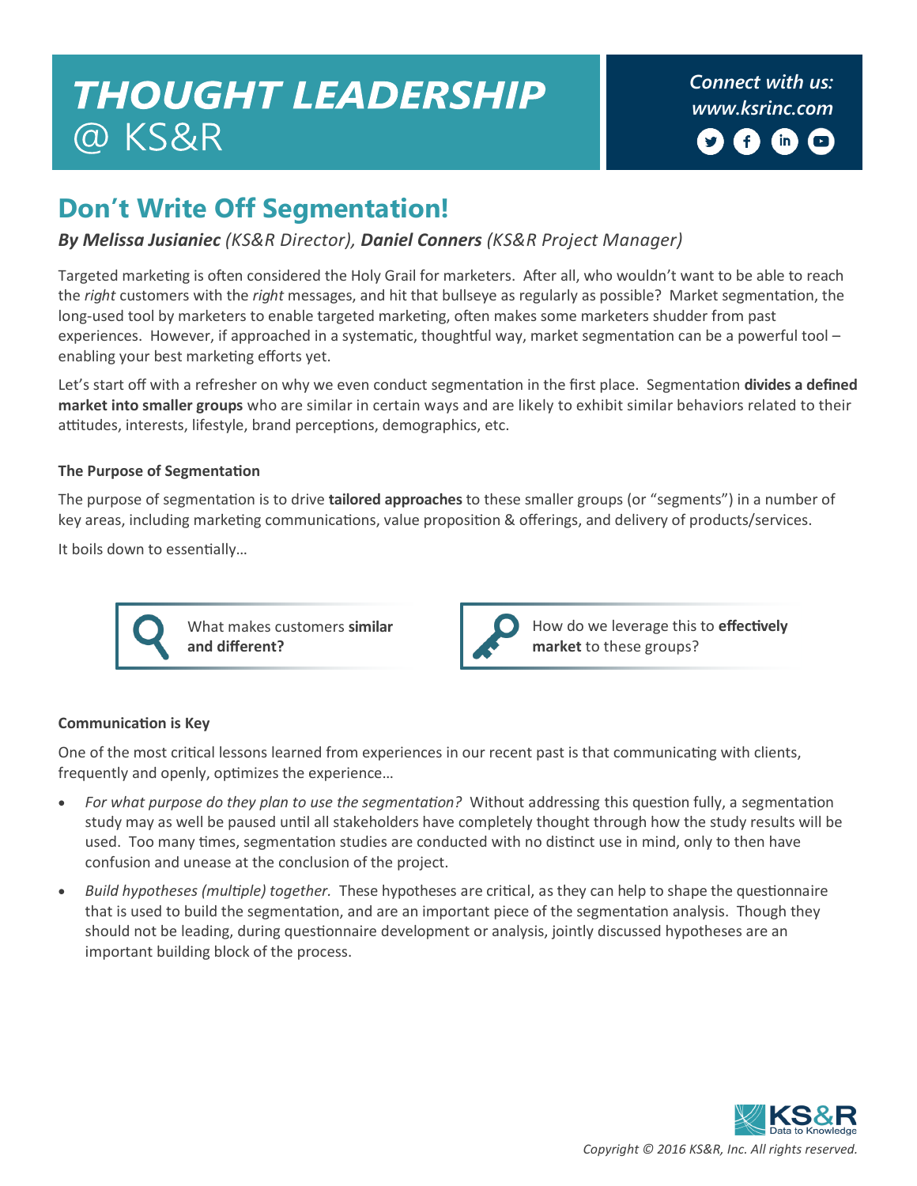# THOUGHT LEADERSHIP @ KS&R

*Connect with us: www.ksrinc.com*

## Don't Write Off Segmentation!

***By Melissa Jusianiec** (KS&R Director), **Daniel Conners** (KS&R Project Manager)*

Targeted marketing is often considered the Holy Grail for marketers. After all, who wouldn't want to be able to reach the *right* customers with the *right* messages, and hit that bullseye as regularly as possible? Market segmentation, the long-used tool by marketers to enable targeted marketing, often makes some marketers shudder from past experiences. However, if approached in a systematic, thoughtful way, market segmentation can be a powerful tool – enabling your best marketing efforts yet.

Let's start off with a refresher on why we even conduct segmentation in the first place. Segmentation **divides a defined market into smaller groups** who are similar in certain ways and are likely to exhibit similar behaviors related to their attitudes, interests, lifestyle, brand perceptions, demographics, etc.

### The Purpose of Segmentation

The purpose of segmentation is to drive **tailored approaches** to these smaller groups (or "segments") in a number of key areas, including marketing communications, value proposition & offerings, and delivery of products/services.

It boils down to essentially…

What makes customers **similar and different?**

How do we leverage this to **effectively market** to these groups?

### Communication is Key

One of the most critical lessons learned from experiences in our recent past is that communicating with clients, frequently and openly, optimizes the experience…

- *For what purpose do they plan to use the segmentation?* Without addressing this question fully, a segmentation study may as well be paused until all stakeholders have completely thought through how the study results will be used. Too many times, segmentation studies are conducted with no distinct use in mind, only to then have confusion and unease at the conclusion of the project.
- *Build hypotheses (multiple) together.* These hypotheses are critical, as they can help to shape the questionnaire that is used to build the segmentation, and are an important piece of the segmentation analysis. Though they should not be leading, during questionnaire development or analysis, jointly discussed hypotheses are an important building block of the process.

*Copyright © 2016 KS&R, Inc. All rights reserved.*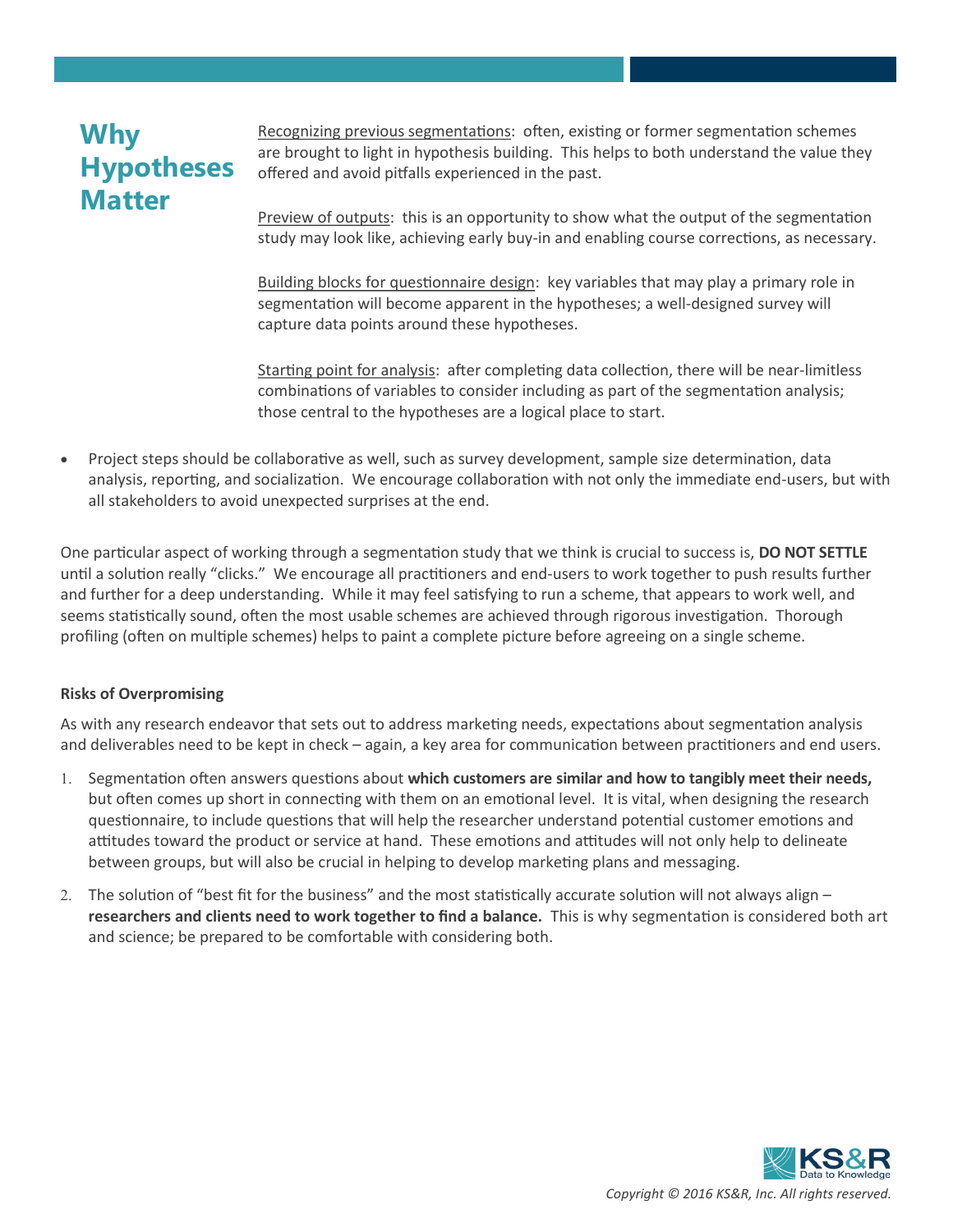## Why Hypotheses Matter

Recognizing previous segmentations: often, existing or former segmentation schemes are brought to light in hypothesis building. This helps to both understand the value they offered and avoid pitfalls experienced in the past.

Preview of outputs: this is an opportunity to show what the output of the segmentation study may look like, achieving early buy-in and enabling course corrections, as necessary.

Building blocks for questionnaire design: key variables that may play a primary role in segmentation will become apparent in the hypotheses; a well-designed survey will capture data points around these hypotheses.

Starting point for analysis: after completing data collection, there will be near-limitless combinations of variables to consider including as part of the segmentation analysis; those central to the hypotheses are a logical place to start.

- Project steps should be collaborative as well, such as survey development, sample size determination, data analysis, reporting, and socialization. We encourage collaboration with not only the immediate end-users, but with all stakeholders to avoid unexpected surprises at the end.

One particular aspect of working through a segmentation study that we think is crucial to success is, **DO NOT SETTLE** until a solution really "clicks." We encourage all practitioners and end-users to work together to push results further and further for a deep understanding. While it may feel satisfying to run a scheme, that appears to work well, and seems statistically sound, often the most usable schemes are achieved through rigorous investigation. Thorough profiling (often on multiple schemes) helps to paint a complete picture before agreeing on a single scheme.

**Risks of Overpromising**

As with any research endeavor that sets out to address marketing needs, expectations about segmentation analysis and deliverables need to be kept in check – again, a key area for communication between practitioners and end users.

1. Segmentation often answers questions about **which customers are similar and how to tangibly meet their needs,** but often comes up short in connecting with them on an emotional level. It is vital, when designing the research questionnaire, to include questions that will help the researcher understand potential customer emotions and attitudes toward the product or service at hand. These emotions and attitudes will not only help to delineate between groups, but will also be crucial in helping to develop marketing plans and messaging.
2. The solution of "best fit for the business" and the most statistically accurate solution will not always align – **researchers and clients need to work together to find a balance.** This is why segmentation is considered both art and science; be prepared to be comfortable with considering both.

*Copyright © 2016 KS&R, Inc. All rights reserved.*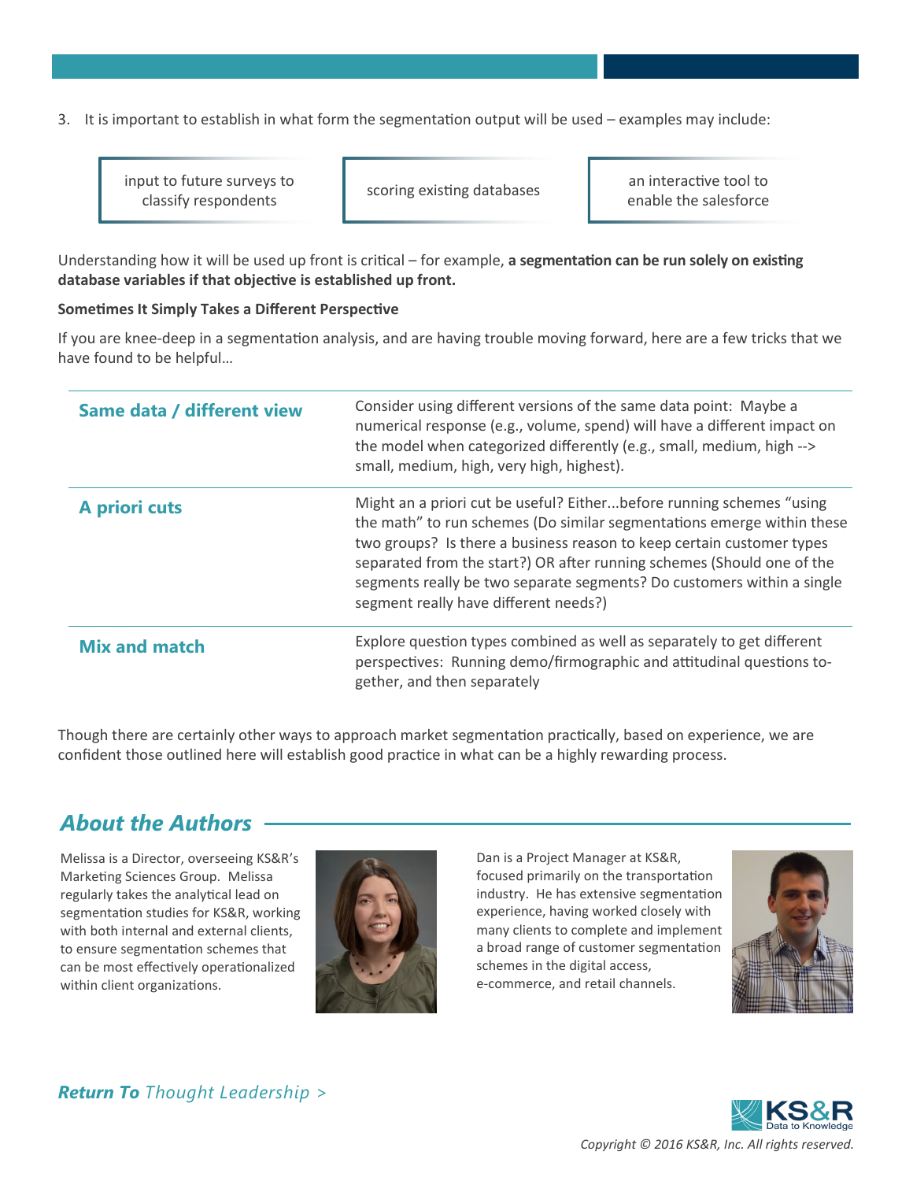3. It is important to establish in what form the segmentation output will be used – examples may include:

| | | |
|---|---|---|
| input to future surveys to classify respondents | scoring existing databases | an interactive tool to enable the salesforce |

Understanding how it will be used up front is critical – for example, **a segmentation can be run solely on existing database variables if that objective is established up front.**

**Sometimes It Simply Takes a Different Perspective**

If you are knee-deep in a segmentation analysis, and are having trouble moving forward, here are a few tricks that we have found to be helpful…

| | |
|---|---|
| **Same data / different view** | Consider using different versions of the same data point: Maybe a numerical response (e.g., volume, spend) will have a different impact on the model when categorized differently (e.g., small, medium, high --> small, medium, high, very high, highest). |
| **A priori cuts** | Might an a priori cut be useful? Either...before running schemes "using the math" to run schemes (Do similar segmentations emerge within these two groups? Is there a business reason to keep certain customer types separated from the start?) OR after running schemes (Should one of the segments really be two separate segments? Do customers within a single segment really have different needs?) |
| **Mix and match** | Explore question types combined as well as separately to get different perspectives: Running demo/firmographic and attitudinal questions together, and then separately |

Though there are certainly other ways to approach market segmentation practically, based on experience, we are confident those outlined here will establish good practice in what can be a highly rewarding process.

## *About the Authors*

Melissa is a Director, overseeing KS&R's Marketing Sciences Group. Melissa regularly takes the analytical lead on segmentation studies for KS&R, working with both internal and external clients, to ensure segmentation schemes that can be most effectively operationalized within client organizations.

Dan is a Project Manager at KS&R, focused primarily on the transportation industry. He has extensive segmentation experience, having worked closely with many clients to complete and implement a broad range of customer segmentation schemes in the digital access, e-commerce, and retail channels.

***Return To** Thought Leadership >*

KS&R Data to Knowledge

*Copyright © 2016 KS&R, Inc. All rights reserved.*